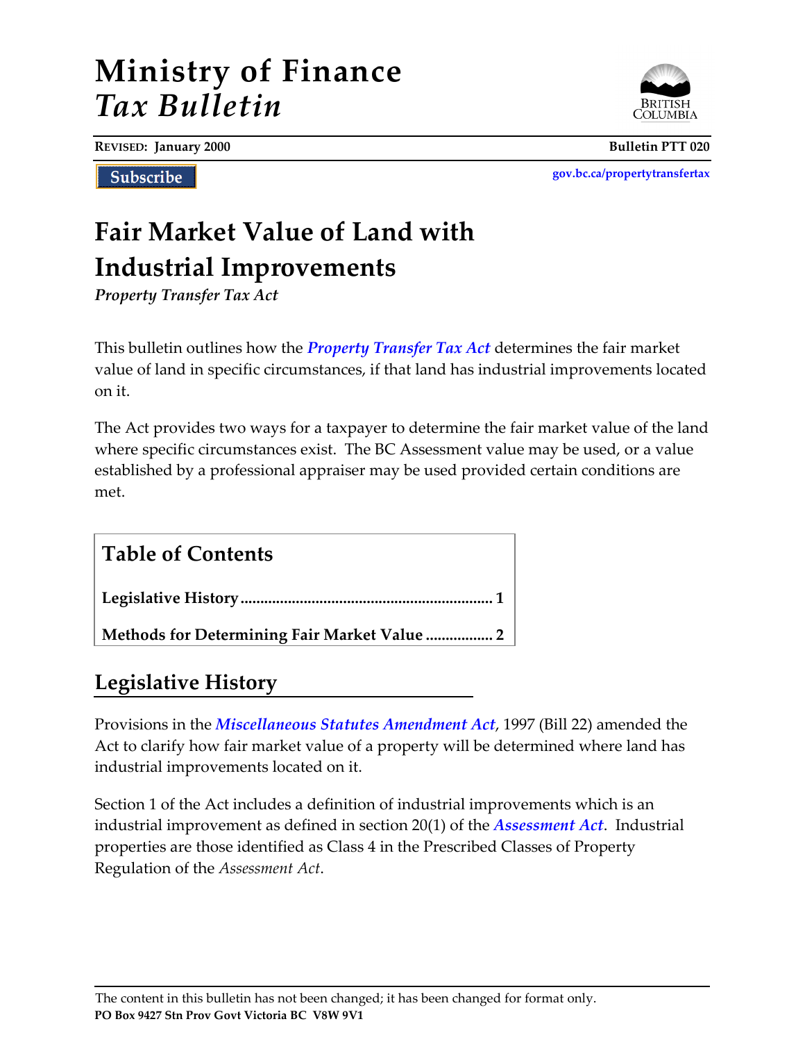# Ministry of Finance
# *Tax Bulletin*

**REVISED: January 2000** **Bulletin PTT 020**

Subscribe

gov.bc.ca/propertytransfertax

# Fair Market Value of Land with Industrial Improvements

*Property Transfer Tax Act*

This bulletin outlines how the ***Property Transfer Tax Act*** determines the fair market value of land in specific circumstances, if that land has industrial improvements located on it.

The Act provides two ways for a taxpayer to determine the fair market value of the land where specific circumstances exist. The BC Assessment value may be used, or a value established by a professional appraiser may be used provided certain conditions are met.

## Table of Contents

**Legislative History** ................................................................ **1**

**Methods for Determining Fair Market Value** ................. **2**

## Legislative History

Provisions in the ***Miscellaneous Statutes Amendment Act***, 1997 (Bill 22) amended the Act to clarify how fair market value of a property will be determined where land has industrial improvements located on it.

Section 1 of the Act includes a definition of industrial improvements which is an industrial improvement as defined in section 20(1) of the ***Assessment Act***. Industrial properties are those identified as Class 4 in the Prescribed Classes of Property Regulation of the *Assessment Act*.

The content in this bulletin has not been changed; it has been changed for format only.

**PO Box 9427 Stn Prov Govt Victoria BC V8W 9V1**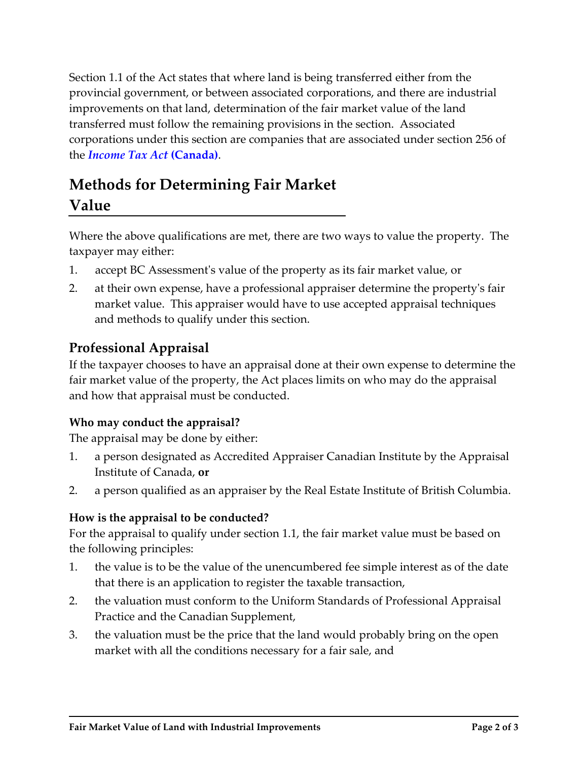Section 1.1 of the Act states that where land is being transferred either from the provincial government, or between associated corporations, and there are industrial improvements on that land, determination of the fair market value of the land transferred must follow the remaining provisions in the section. Associated corporations under this section are companies that are associated under section 256 of the ***Income Tax Act* (Canada)**.

## Methods for Determining Fair Market Value

Where the above qualifications are met, there are two ways to value the property. The taxpayer may either:

1. accept BC Assessment's value of the property as its fair market value, or
2. at their own expense, have a professional appraiser determine the property's fair market value. This appraiser would have to use accepted appraisal techniques and methods to qualify under this section.

### Professional Appraisal

If the taxpayer chooses to have an appraisal done at their own expense to determine the fair market value of the property, the Act places limits on who may do the appraisal and how that appraisal must be conducted.

#### Who may conduct the appraisal?

The appraisal may be done by either:

1. a person designated as Accredited Appraiser Canadian Institute by the Appraisal Institute of Canada, **or**
2. a person qualified as an appraiser by the Real Estate Institute of British Columbia.

#### How is the appraisal to be conducted?

For the appraisal to qualify under section 1.1, the fair market value must be based on the following principles:

1. the value is to be the value of the unencumbered fee simple interest as of the date that there is an application to register the taxable transaction,
2. the valuation must conform to the Uniform Standards of Professional Appraisal Practice and the Canadian Supplement,
3. the valuation must be the price that the land would probably bring on the open market with all the conditions necessary for a fair sale, and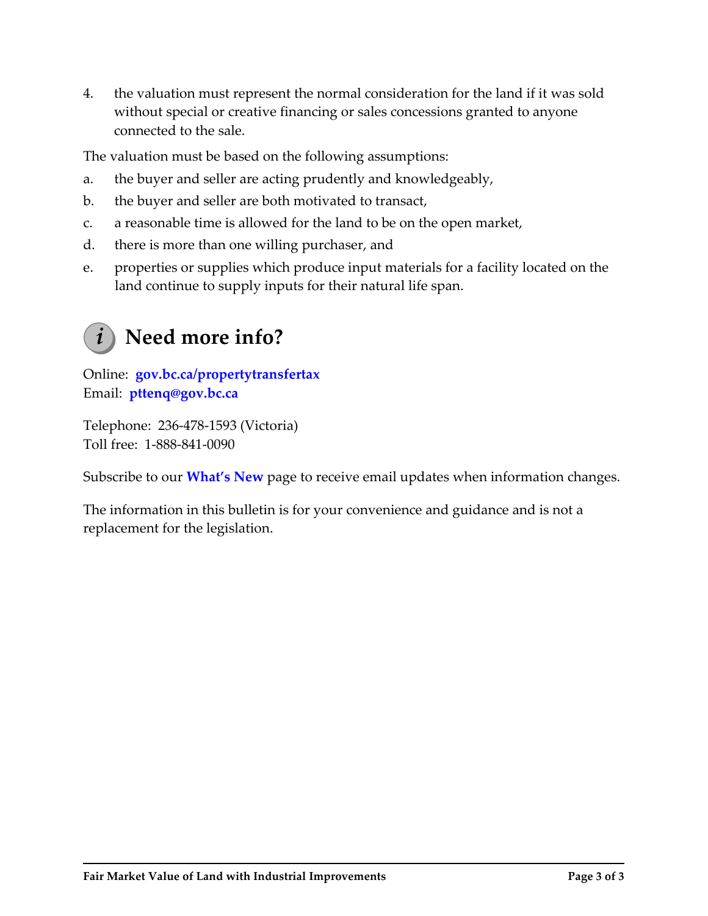4. the valuation must represent the normal consideration for the land if it was sold without special or creative financing or sales concessions granted to anyone connected to the sale.

The valuation must be based on the following assumptions:

a. the buyer and seller are acting prudently and knowledgeably,
b. the buyer and seller are both motivated to transact,
c. a reasonable time is allowed for the land to be on the open market,
d. there is more than one willing purchaser, and
e. properties or supplies which produce input materials for a facility located on the land continue to supply inputs for their natural life span.

## Need more info?

Online: **gov.bc.ca/propertytransfertax**
Email: **pttenq@gov.bc.ca**

Telephone: 236-478-1593 (Victoria)
Toll free: 1-888-841-0090

Subscribe to our **What's New** page to receive email updates when information changes.

The information in this bulletin is for your convenience and guidance and is not a replacement for the legislation.